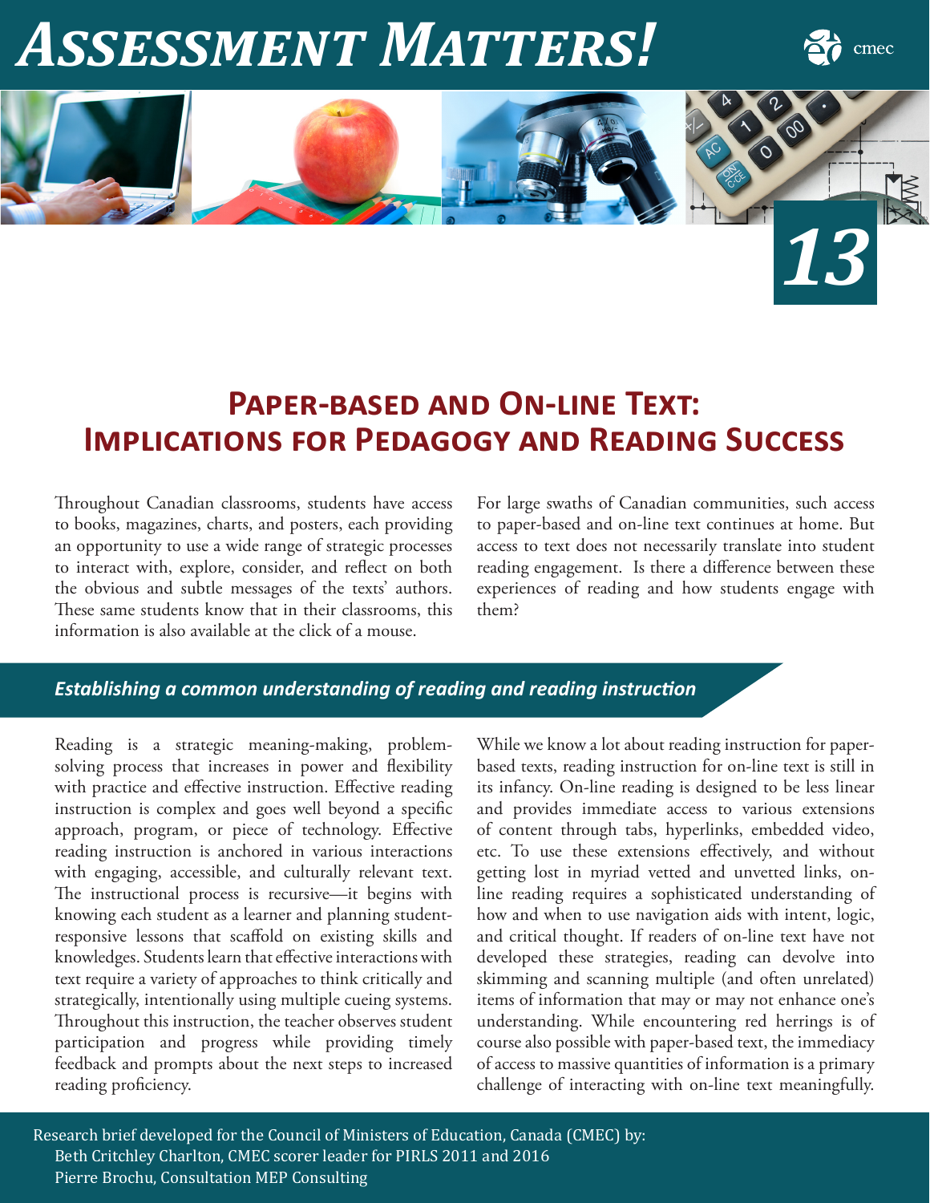# Assessment Matters!

cmec

13

## Paper-based and On-line Text: Implications for Pedagogy and Reading Success

Throughout Canadian classrooms, students have access to books, magazines, charts, and posters, each providing an opportunity to use a wide range of strategic processes to interact with, explore, consider, and reflect on both the obvious and subtle messages of the texts' authors. These same students know that in their classrooms, this information is also available at the click of a mouse.

For large swaths of Canadian communities, such access to paper-based and on-line text continues at home. But access to text does not necessarily translate into student reading engagement. Is there a difference between these experiences of reading and how students engage with them?

### *Establishing a common understanding of reading and reading instruction*

Reading is a strategic meaning-making, problem-solving process that increases in power and flexibility with practice and effective instruction. Effective reading instruction is complex and goes well beyond a specific approach, program, or piece of technology. Effective reading instruction is anchored in various interactions with engaging, accessible, and culturally relevant text. The instructional process is recursive—it begins with knowing each student as a learner and planning student-responsive lessons that scaffold on existing skills and knowledges. Students learn that effective interactions with text require a variety of approaches to think critically and strategically, intentionally using multiple cueing systems. Throughout this instruction, the teacher observes student participation and progress while providing timely feedback and prompts about the next steps to increased reading proficiency.

While we know a lot about reading instruction for paper-based texts, reading instruction for on-line text is still in its infancy. On-line reading is designed to be less linear and provides immediate access to various extensions of content through tabs, hyperlinks, embedded video, etc. To use these extensions effectively, and without getting lost in myriad vetted and unvetted links, on-line reading requires a sophisticated understanding of how and when to use navigation aids with intent, logic, and critical thought. If readers of on-line text have not developed these strategies, reading can devolve into skimming and scanning multiple (and often unrelated) items of information that may or may not enhance one's understanding. While encountering red herrings is of course also possible with paper-based text, the immediacy of access to massive quantities of information is a primary challenge of interacting with on-line text meaningfully.

Research brief developed for the Council of Ministers of Education, Canada (CMEC) by:
Beth Critchley Charlton, CMEC scorer leader for PIRLS 2011 and 2016
Pierre Brochu, Consultation MEP Consulting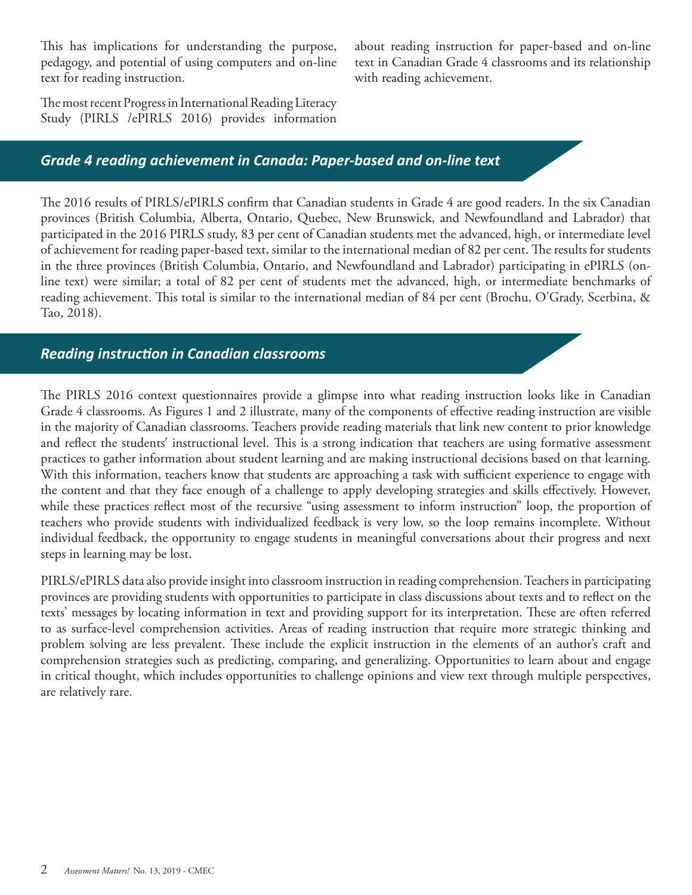This has implications for understanding the purpose, pedagogy, and potential of using computers and on-line text for reading instruction.

The most recent Progress in International Reading Literacy Study (PIRLS /ePIRLS 2016) provides information about reading instruction for paper-based and on-line text in Canadian Grade 4 classrooms and its relationship with reading achievement.

## *Grade 4 reading achievement in Canada: Paper-based and on-line text*

The 2016 results of PIRLS/ePIRLS confirm that Canadian students in Grade 4 are good readers. In the six Canadian provinces (British Columbia, Alberta, Ontario, Quebec, New Brunswick, and Newfoundland and Labrador) that participated in the 2016 PIRLS study, 83 per cent of Canadian students met the advanced, high, or intermediate level of achievement for reading paper-based text, similar to the international median of 82 per cent. The results for students in the three provinces (British Columbia, Ontario, and Newfoundland and Labrador) participating in ePIRLS (on-line text) were similar; a total of 82 per cent of students met the advanced, high, or intermediate benchmarks of reading achievement. This total is similar to the international median of 84 per cent (Brochu, O'Grady, Scerbina, & Tao, 2018).

## *Reading instruction in Canadian classrooms*

The PIRLS 2016 context questionnaires provide a glimpse into what reading instruction looks like in Canadian Grade 4 classrooms. As Figures 1 and 2 illustrate, many of the components of effective reading instruction are visible in the majority of Canadian classrooms. Teachers provide reading materials that link new content to prior knowledge and reflect the students' instructional level. This is a strong indication that teachers are using formative assessment practices to gather information about student learning and are making instructional decisions based on that learning. With this information, teachers know that students are approaching a task with sufficient experience to engage with the content and that they face enough of a challenge to apply developing strategies and skills effectively. However, while these practices reflect most of the recursive "using assessment to inform instruction" loop, the proportion of teachers who provide students with individualized feedback is very low, so the loop remains incomplete. Without individual feedback, the opportunity to engage students in meaningful conversations about their progress and next steps in learning may be lost.

PIRLS/ePIRLS data also provide insight into classroom instruction in reading comprehension. Teachers in participating provinces are providing students with opportunities to participate in class discussions about texts and to reflect on the texts' messages by locating information in text and providing support for its interpretation. These are often referred to as surface-level comprehension activities. Areas of reading instruction that require more strategic thinking and problem solving are less prevalent. These include the explicit instruction in the elements of an author's craft and comprehension strategies such as predicting, comparing, and generalizing. Opportunities to learn about and engage in critical thought, which includes opportunities to challenge opinions and view text through multiple perspectives, are relatively rare.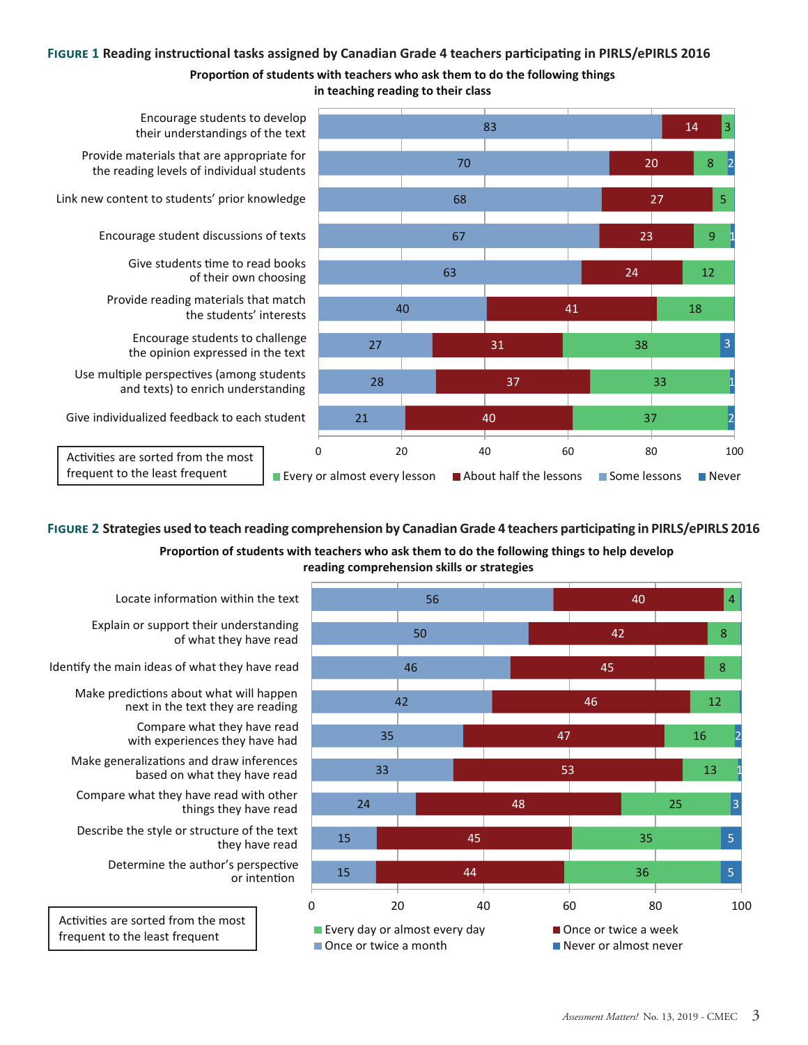**FIGURE 1** **Reading instructional tasks assigned by Canadian Grade 4 teachers participating in PIRLS/ePIRLS 2016**

**Proportion of students with teachers who ask them to do the following things in teaching reading to their class**

Encourage students to develop their understandings of the text
83 14 3

Provide materials that are appropriate for the reading levels of individual students
70 20 8 2

Link new content to students' prior knowledge
68 27 5

Encourage student discussions of texts
67 23 9 1

Give students time to read books of their own choosing
63 24 12

Provide reading materials that match the students' interests
40 41 18

Encourage students to challenge the opinion expressed in the text
27 31 38 3

Use multiple perspectives (among students and texts) to enrich understanding
28 37 33 1

Give individualized feedback to each student
21 40 37 2

0 20 40 60 80 100

Activities are sorted from the most frequent to the least frequent

Every or almost every lesson | About half the lessons | Some lessons | Never

**FIGURE 2** **Strategies used to teach reading comprehension by Canadian Grade 4 teachers participating in PIRLS/ePIRLS 2016**

**Proportion of students with teachers who ask them to do the following things to help develop reading comprehension skills or strategies**

Locate information within the text
56 40 4

Explain or support their understanding of what they have read
50 42 8

Identify the main ideas of what they have read
46 45 8

Make predictions about what will happen next in the text they are reading
42 46 12

Compare what they have read with experiences they have had
35 47 16 2

Make generalizations and draw inferences based on what they have read
33 53 13 1

Compare what they have read with other things they have read
24 48 25 3

Describe the style or structure of the text they have read
15 45 35 5

Determine the author's perspective or intention
15 44 36 5

0 20 40 60 80 100

Activities are sorted from the most frequent to the least frequent

Every day or almost every day | Once or twice a week | Once or twice a month | Never or almost never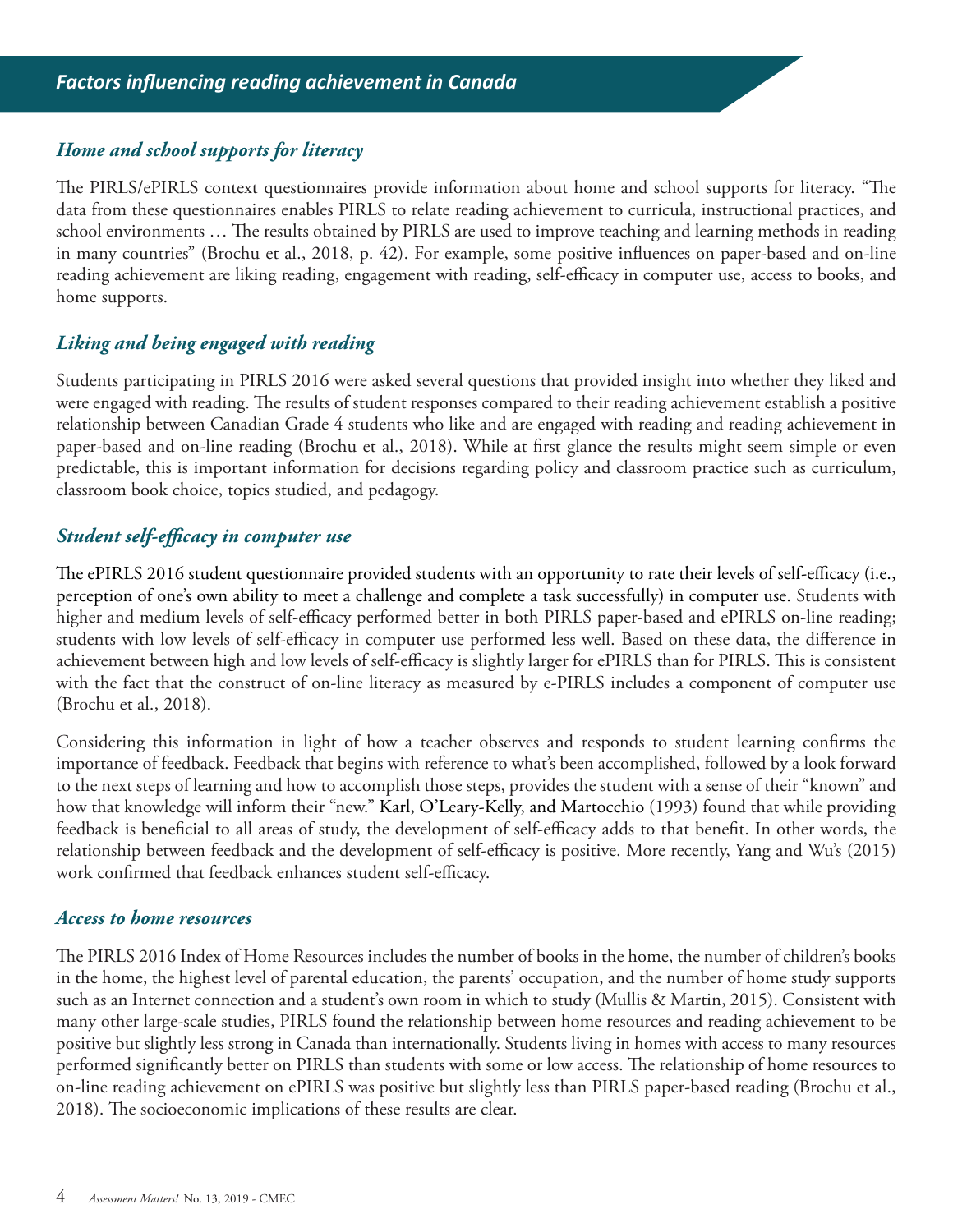## *Factors influencing reading achievement in Canada*

### *Home and school supports for literacy*

The PIRLS/ePIRLS context questionnaires provide information about home and school supports for literacy. "The data from these questionnaires enables PIRLS to relate reading achievement to curricula, instructional practices, and school environments … The results obtained by PIRLS are used to improve teaching and learning methods in reading in many countries" (Brochu et al., 2018, p. 42). For example, some positive influences on paper-based and on-line reading achievement are liking reading, engagement with reading, self-efficacy in computer use, access to books, and home supports.

### *Liking and being engaged with reading*

Students participating in PIRLS 2016 were asked several questions that provided insight into whether they liked and were engaged with reading. The results of student responses compared to their reading achievement establish a positive relationship between Canadian Grade 4 students who like and are engaged with reading and reading achievement in paper-based and on-line reading (Brochu et al., 2018). While at first glance the results might seem simple or even predictable, this is important information for decisions regarding policy and classroom practice such as curriculum, classroom book choice, topics studied, and pedagogy.

### *Student self-efficacy in computer use*

The ePIRLS 2016 student questionnaire provided students with an opportunity to rate their levels of self-efficacy (i.e., perception of one's own ability to meet a challenge and complete a task successfully) in computer use. Students with higher and medium levels of self-efficacy performed better in both PIRLS paper-based and ePIRLS on-line reading; students with low levels of self-efficacy in computer use performed less well. Based on these data, the difference in achievement between high and low levels of self-efficacy is slightly larger for ePIRLS than for PIRLS. This is consistent with the fact that the construct of on-line literacy as measured by e-PIRLS includes a component of computer use (Brochu et al., 2018).

Considering this information in light of how a teacher observes and responds to student learning confirms the importance of feedback. Feedback that begins with reference to what's been accomplished, followed by a look forward to the next steps of learning and how to accomplish those steps, provides the student with a sense of their "known" and how that knowledge will inform their "new." Karl, O'Leary-Kelly, and Martocchio (1993) found that while providing feedback is beneficial to all areas of study, the development of self-efficacy adds to that benefit. In other words, the relationship between feedback and the development of self-efficacy is positive. More recently, Yang and Wu's (2015) work confirmed that feedback enhances student self-efficacy.

### *Access to home resources*

The PIRLS 2016 Index of Home Resources includes the number of books in the home, the number of children's books in the home, the highest level of parental education, the parents' occupation, and the number of home study supports such as an Internet connection and a student's own room in which to study (Mullis & Martin, 2015). Consistent with many other large-scale studies, PIRLS found the relationship between home resources and reading achievement to be positive but slightly less strong in Canada than internationally. Students living in homes with access to many resources performed significantly better on PIRLS than students with some or low access. The relationship of home resources to on-line reading achievement on ePIRLS was positive but slightly less than PIRLS paper-based reading (Brochu et al., 2018). The socioeconomic implications of these results are clear.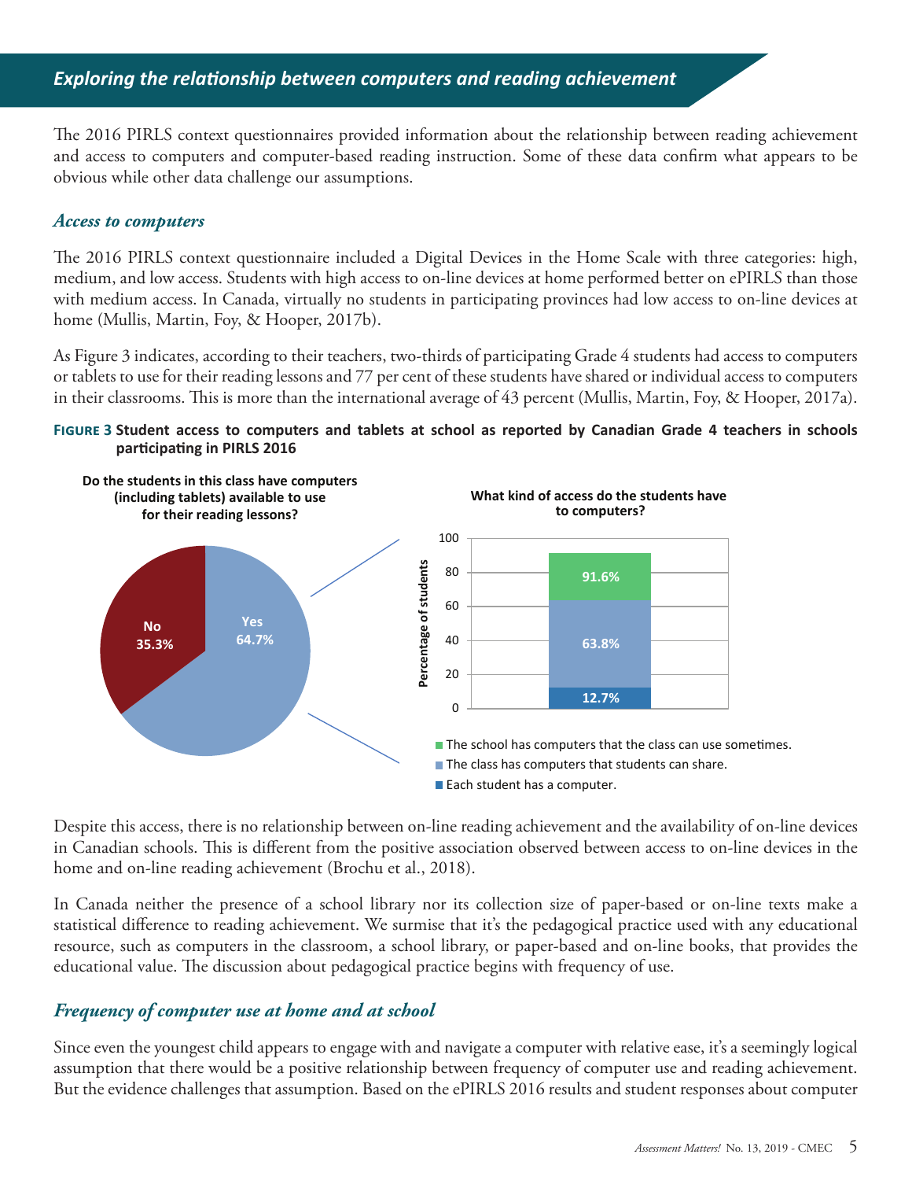## Exploring the relationship between computers and reading achievement

The 2016 PIRLS context questionnaires provided information about the relationship between reading achievement and access to computers and computer-based reading instruction. Some of these data confirm what appears to be obvious while other data challenge our assumptions.

### *Access to computers*

The 2016 PIRLS context questionnaire included a Digital Devices in the Home Scale with three categories: high, medium, and low access. Students with high access to on-line devices at home performed better on ePIRLS than those with medium access. In Canada, virtually no students in participating provinces had low access to on-line devices at home (Mullis, Martin, Foy, & Hooper, 2017b).

As Figure 3 indicates, according to their teachers, two-thirds of participating Grade 4 students had access to computers or tablets to use for their reading lessons and 77 per cent of these students have shared or individual access to computers in their classrooms. This is more than the international average of 43 percent (Mullis, Martin, Foy, & Hooper, 2017a).

**FIGURE 3 Student access to computers and tablets at school as reported by Canadian Grade 4 teachers in schools participating in PIRLS 2016**

Do the students in this class have computers (including tablets) available to use for their reading lessons?

No 35.3%
Yes 64.7%

What kind of access do the students have to computers?

Percentage of students
100
80
60
40
20
0

91.6%
63.8%
12.7%

The school has computers that the class can use sometimes.
The class has computers that students can share.
Each student has a computer.

Despite this access, there is no relationship between on-line reading achievement and the availability of on-line devices in Canadian schools. This is different from the positive association observed between access to on-line devices in the home and on-line reading achievement (Brochu et al., 2018).

In Canada neither the presence of a school library nor its collection size of paper-based or on-line texts make a statistical difference to reading achievement. We surmise that it's the pedagogical practice used with any educational resource, such as computers in the classroom, a school library, or paper-based and on-line books, that provides the educational value. The discussion about pedagogical practice begins with frequency of use.

### *Frequency of computer use at home and at school*

Since even the youngest child appears to engage with and navigate a computer with relative ease, it's a seemingly logical assumption that there would be a positive relationship between frequency of computer use and reading achievement. But the evidence challenges that assumption. Based on the ePIRLS 2016 results and student responses about computer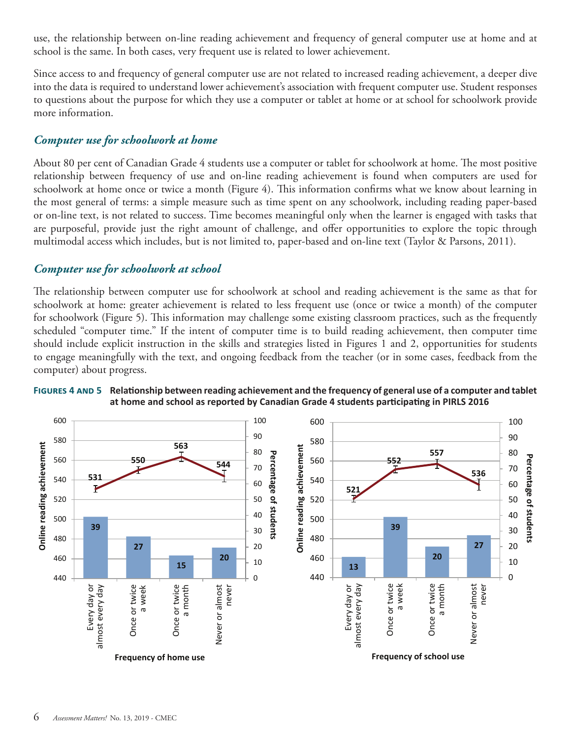use, the relationship between on-line reading achievement and frequency of general computer use at home and at school is the same. In both cases, very frequent use is related to lower achievement.

Since access to and frequency of general computer use are not related to increased reading achievement, a deeper dive into the data is required to understand lower achievement's association with frequent computer use. Student responses to questions about the purpose for which they use a computer or tablet at home or at school for schoolwork provide more information.

### *Computer use for schoolwork at home*

About 80 per cent of Canadian Grade 4 students use a computer or tablet for schoolwork at home. The most positive relationship between frequency of use and on-line reading achievement is found when computers are used for schoolwork at home once or twice a month (Figure 4). This information confirms what we know about learning in the most general of terms: a simple measure such as time spent on any schoolwork, including reading paper-based or on-line text, is not related to success. Time becomes meaningful only when the learner is engaged with tasks that are purposeful, provide just the right amount of challenge, and offer opportunities to explore the topic through multimodal access which includes, but is not limited to, paper-based and on-line text (Taylor & Parsons, 2011).

### *Computer use for schoolwork at school*

The relationship between computer use for schoolwork at school and reading achievement is the same as that for schoolwork at home: greater achievement is related to less frequent use (once or twice a month) of the computer for schoolwork (Figure 5). This information may challenge some existing classroom practices, such as the frequently scheduled "computer time." If the intent of computer time is to build reading achievement, then computer time should include explicit instruction in the skills and strategies listed in Figures 1 and 2, opportunities for students to engage meaningfully with the text, and ongoing feedback from the teacher (or in some cases, feedback from the computer) about progress.

**FIGURES 4 AND 5 Relationship between reading achievement and the frequency of general use of a computer and tablet at home and school as reported by Canadian Grade 4 students participating in PIRLS 2016**

Online reading achievement
Percentage of students

Frequency of home use
Every day or almost every day: 531; 39
Once or twice a week: 550; 27
Once or twice a month: 563; 15
Never or almost never: 544; 20

Frequency of school use
Every day or almost every day: 521; 13
Once or twice a week: 552; 39
Once or twice a month: 557; 20
Never or almost never: 536; 27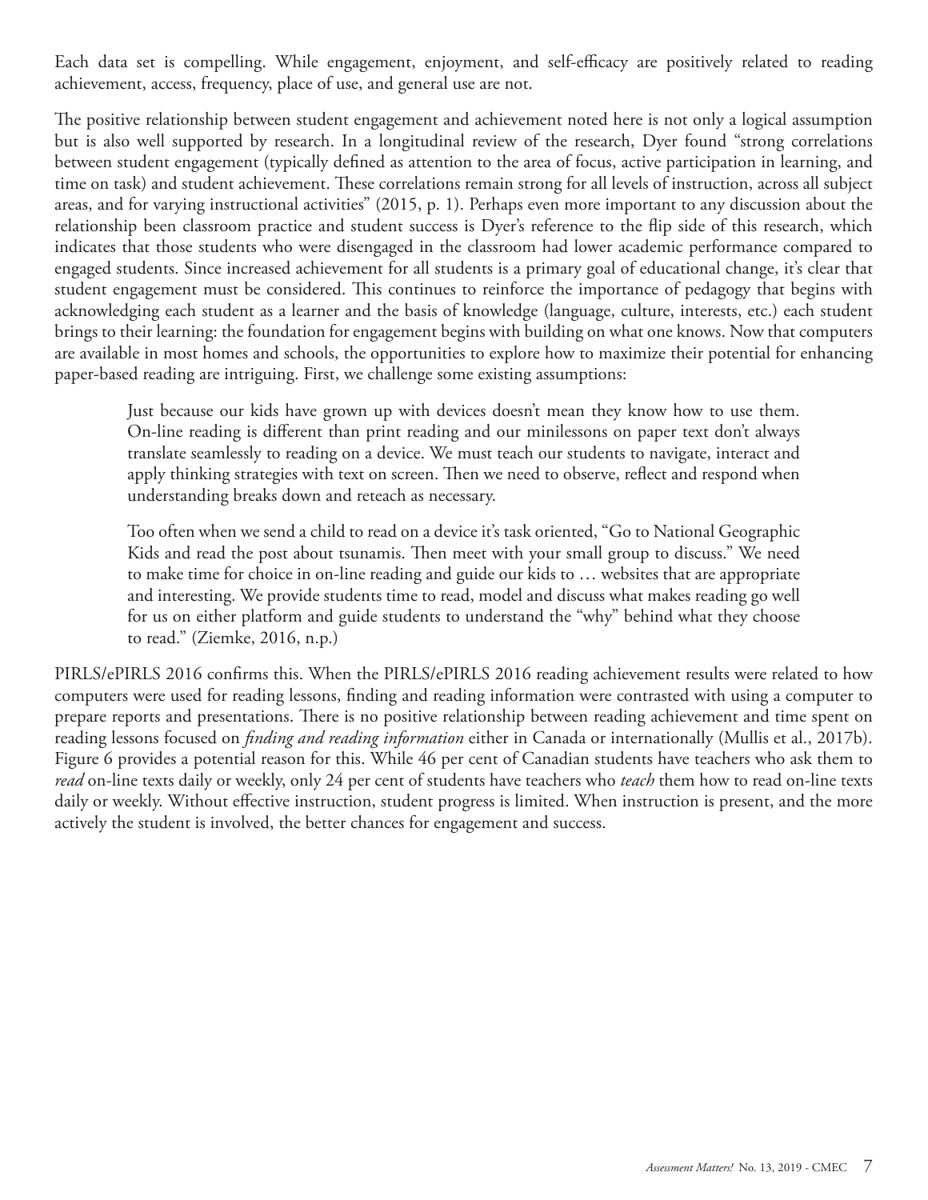Each data set is compelling. While engagement, enjoyment, and self-efficacy are positively related to reading achievement, access, frequency, place of use, and general use are not.

The positive relationship between student engagement and achievement noted here is not only a logical assumption but is also well supported by research. In a longitudinal review of the research, Dyer found "strong correlations between student engagement (typically defined as attention to the area of focus, active participation in learning, and time on task) and student achievement. These correlations remain strong for all levels of instruction, across all subject areas, and for varying instructional activities" (2015, p. 1). Perhaps even more important to any discussion about the relationship been classroom practice and student success is Dyer's reference to the flip side of this research, which indicates that those students who were disengaged in the classroom had lower academic performance compared to engaged students. Since increased achievement for all students is a primary goal of educational change, it's clear that student engagement must be considered. This continues to reinforce the importance of pedagogy that begins with acknowledging each student as a learner and the basis of knowledge (language, culture, interests, etc.) each student brings to their learning: the foundation for engagement begins with building on what one knows. Now that computers are available in most homes and schools, the opportunities to explore how to maximize their potential for enhancing paper-based reading are intriguing. First, we challenge some existing assumptions:

> Just because our kids have grown up with devices doesn't mean they know how to use them. On-line reading is different than print reading and our minilessons on paper text don't always translate seamlessly to reading on a device. We must teach our students to navigate, interact and apply thinking strategies with text on screen. Then we need to observe, reflect and respond when understanding breaks down and reteach as necessary.
>
> Too often when we send a child to read on a device it's task oriented, "Go to National Geographic Kids and read the post about tsunamis. Then meet with your small group to discuss." We need to make time for choice in on-line reading and guide our kids to … websites that are appropriate and interesting. We provide students time to read, model and discuss what makes reading go well for us on either platform and guide students to understand the "why" behind what they choose to read." (Ziemke, 2016, n.p.)

PIRLS/ePIRLS 2016 confirms this. When the PIRLS/ePIRLS 2016 reading achievement results were related to how computers were used for reading lessons, finding and reading information were contrasted with using a computer to prepare reports and presentations. There is no positive relationship between reading achievement and time spent on reading lessons focused on *finding and reading information* either in Canada or internationally (Mullis et al., 2017b). Figure 6 provides a potential reason for this. While 46 per cent of Canadian students have teachers who ask them to *read* on-line texts daily or weekly, only 24 per cent of students have teachers who *teach* them how to read on-line texts daily or weekly. Without effective instruction, student progress is limited. When instruction is present, and the more actively the student is involved, the better chances for engagement and success.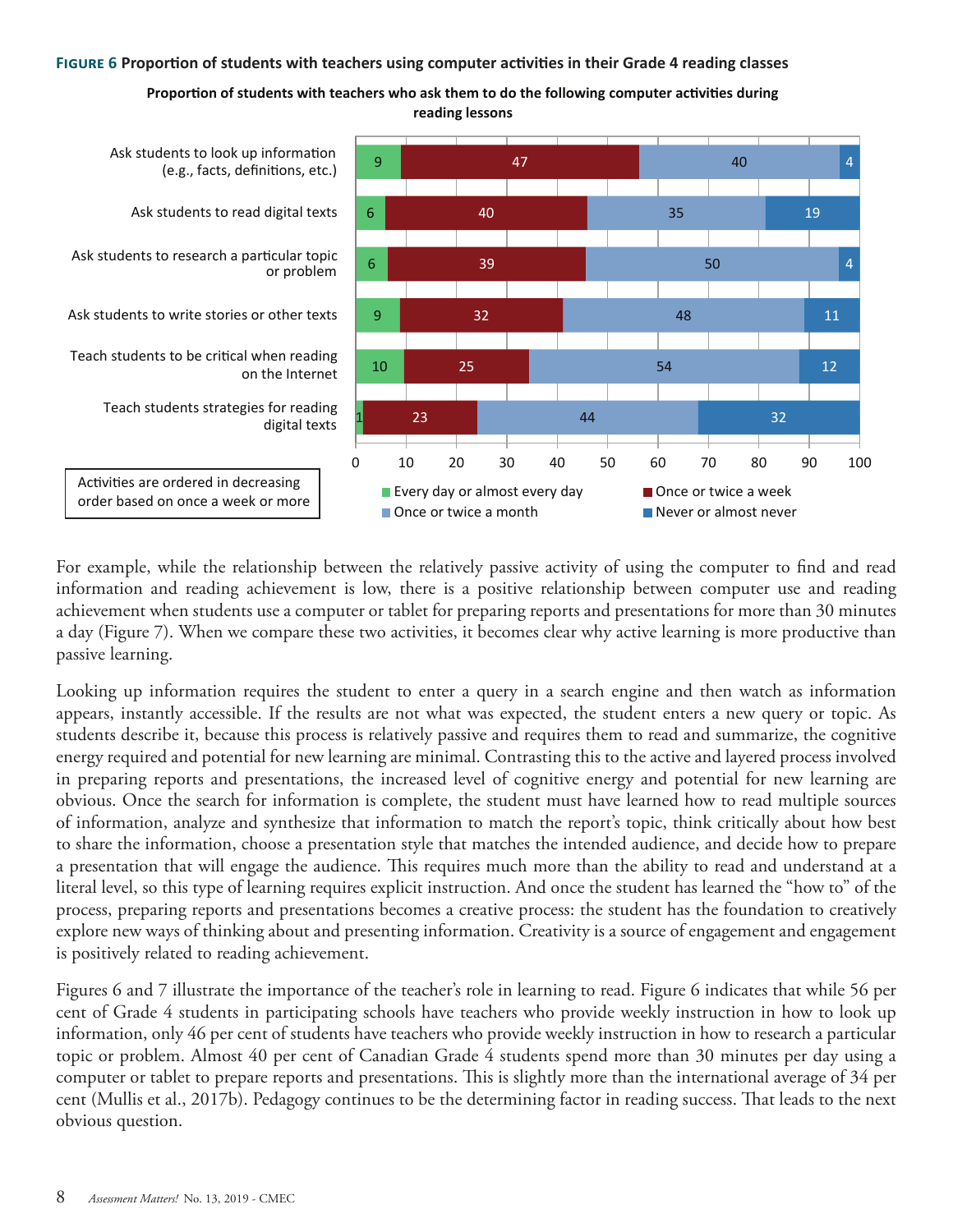**FIGURE 6 Proportion of students with teachers using computer activities in their Grade 4 reading classes**

**Proportion of students with teachers who ask them to do the following computer activities during reading lessons**

Ask students to look up information (e.g., facts, definitions, etc.)
9 47 40 4

Ask students to read digital texts
6 40 35 19

Ask students to research a particular topic or problem
6 39 50 4

Ask students to write stories or other texts
9 32 48 11

Teach students to be critical when reading on the Internet
10 25 54 12

Teach students strategies for reading digital texts
1 23 44 32

0 10 20 30 40 50 60 70 80 90 100

Every day or almost every day
Once or twice a week
Once or twice a month
Never or almost never

Activities are ordered in decreasing order based on once a week or more

For example, while the relationship between the relatively passive activity of using the computer to find and read information and reading achievement is low, there is a positive relationship between computer use and reading achievement when students use a computer or tablet for preparing reports and presentations for more than 30 minutes a day (Figure 7). When we compare these two activities, it becomes clear why active learning is more productive than passive learning.

Looking up information requires the student to enter a query in a search engine and then watch as information appears, instantly accessible. If the results are not what was expected, the student enters a new query or topic. As students describe it, because this process is relatively passive and requires them to read and summarize, the cognitive energy required and potential for new learning are minimal. Contrasting this to the active and layered process involved in preparing reports and presentations, the increased level of cognitive energy and potential for new learning are obvious. Once the search for information is complete, the student must have learned how to read multiple sources of information, analyze and synthesize that information to match the report's topic, think critically about how best to share the information, choose a presentation style that matches the intended audience, and decide how to prepare a presentation that will engage the audience. This requires much more than the ability to read and understand at a literal level, so this type of learning requires explicit instruction. And once the student has learned the "how to" of the process, preparing reports and presentations becomes a creative process: the student has the foundation to creatively explore new ways of thinking about and presenting information. Creativity is a source of engagement and engagement is positively related to reading achievement.

Figures 6 and 7 illustrate the importance of the teacher's role in learning to read. Figure 6 indicates that while 56 per cent of Grade 4 students in participating schools have teachers who provide weekly instruction in how to look up information, only 46 per cent of students have teachers who provide weekly instruction in how to research a particular topic or problem. Almost 40 per cent of Canadian Grade 4 students spend more than 30 minutes per day using a computer or tablet to prepare reports and presentations. This is slightly more than the international average of 34 per cent (Mullis et al., 2017b). Pedagogy continues to be the determining factor in reading success. That leads to the next obvious question.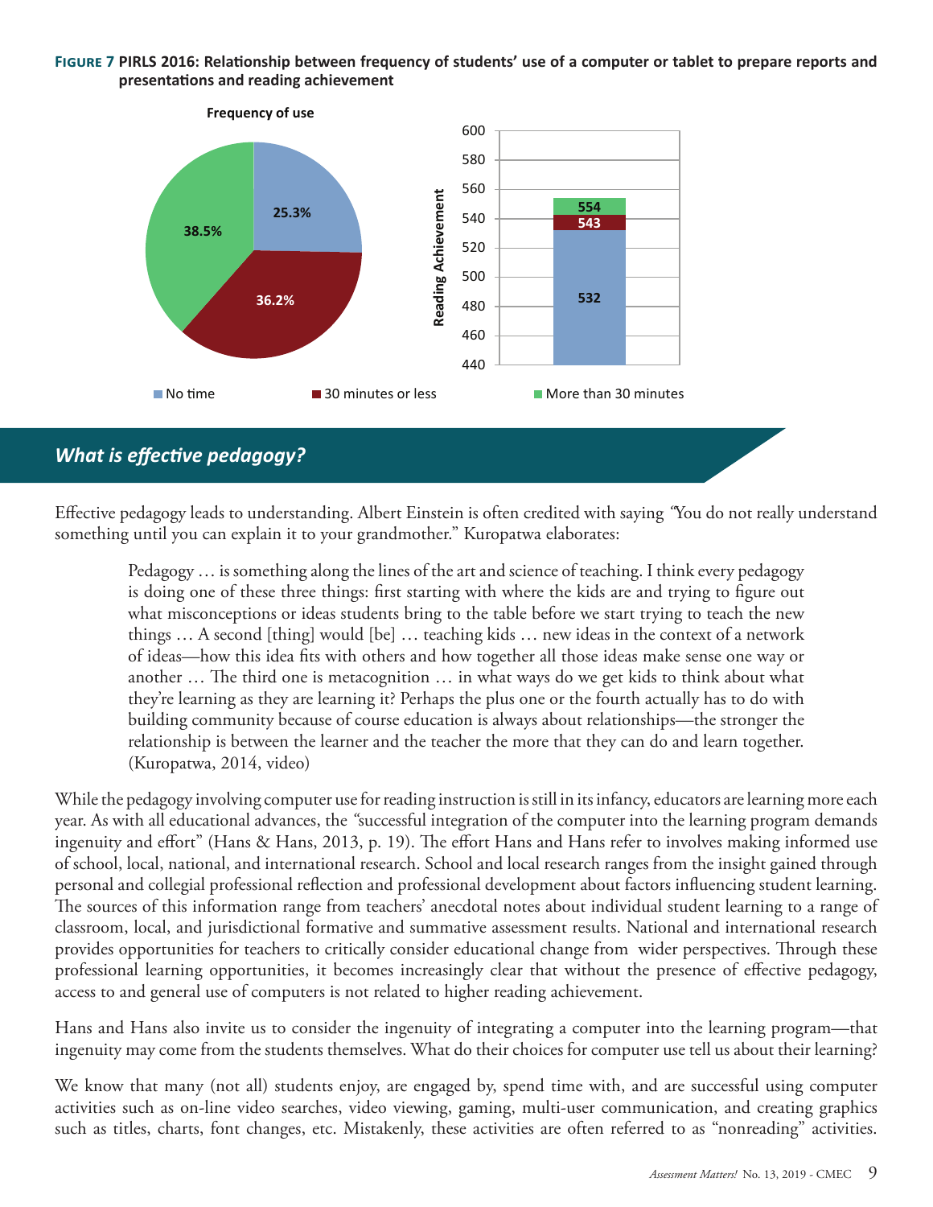**FIGURE 7 PIRLS 2016: Relationship between frequency of students' use of a computer or tablet to prepare reports and presentations and reading achievement**

Frequency of use

25.3%
38.5%
36.2%

Reading Achievement

600
580
560
540
520
500
480
460
440

554
543
532

No time
30 minutes or less
More than 30 minutes

## *What is effective pedagogy?*

Effective pedagogy leads to understanding. Albert Einstein is often credited with saying "You do not really understand something until you can explain it to your grandmother." Kuropatwa elaborates:

> Pedagogy … is something along the lines of the art and science of teaching. I think every pedagogy is doing one of these three things: first starting with where the kids are and trying to figure out what misconceptions or ideas students bring to the table before we start trying to teach the new things … A second [thing] would [be] … teaching kids … new ideas in the context of a network of ideas—how this idea fits with others and how together all those ideas make sense one way or another … The third one is metacognition … in what ways do we get kids to think about what they're learning as they are learning it? Perhaps the plus one or the fourth actually has to do with building community because of course education is always about relationships—the stronger the relationship is between the learner and the teacher the more that they can do and learn together. (Kuropatwa, 2014, video)

While the pedagogy involving computer use for reading instruction is still in its infancy, educators are learning more each year. As with all educational advances, the "successful integration of the computer into the learning program demands ingenuity and effort" (Hans & Hans, 2013, p. 19). The effort Hans and Hans refer to involves making informed use of school, local, national, and international research. School and local research ranges from the insight gained through personal and collegial professional reflection and professional development about factors influencing student learning. The sources of this information range from teachers' anecdotal notes about individual student learning to a range of classroom, local, and jurisdictional formative and summative assessment results. National and international research provides opportunities for teachers to critically consider educational change from wider perspectives. Through these professional learning opportunities, it becomes increasingly clear that without the presence of effective pedagogy, access to and general use of computers is not related to higher reading achievement.

Hans and Hans also invite us to consider the ingenuity of integrating a computer into the learning program—that ingenuity may come from the students themselves. What do their choices for computer use tell us about their learning?

We know that many (not all) students enjoy, are engaged by, spend time with, and are successful using computer activities such as on-line video searches, video viewing, gaming, multi-user communication, and creating graphics such as titles, charts, font changes, etc. Mistakenly, these activities are often referred to as "nonreading" activities.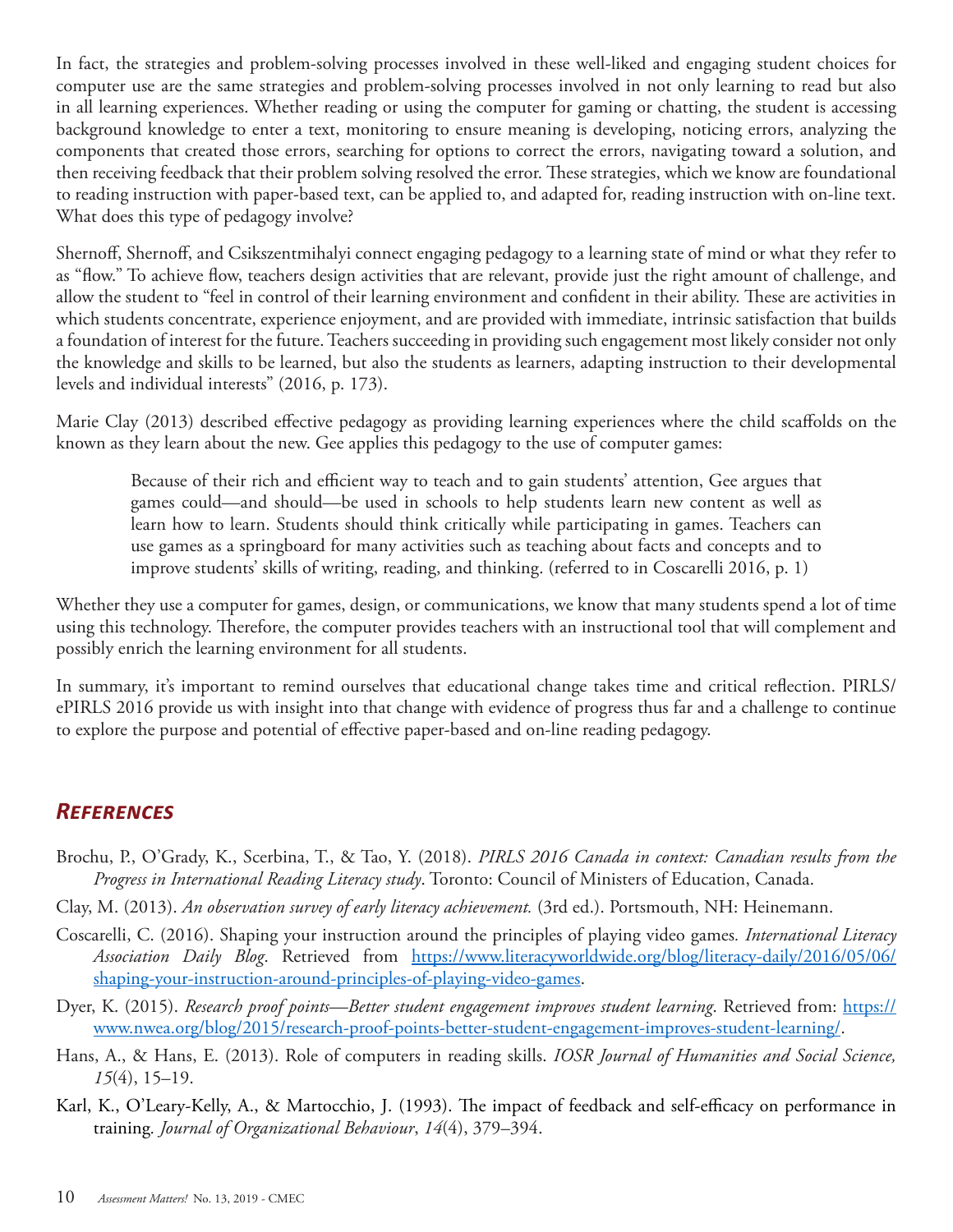In fact, the strategies and problem-solving processes involved in these well-liked and engaging student choices for computer use are the same strategies and problem-solving processes involved in not only learning to read but also in all learning experiences. Whether reading or using the computer for gaming or chatting, the student is accessing background knowledge to enter a text, monitoring to ensure meaning is developing, noticing errors, analyzing the components that created those errors, searching for options to correct the errors, navigating toward a solution, and then receiving feedback that their problem solving resolved the error. These strategies, which we know are foundational to reading instruction with paper-based text, can be applied to, and adapted for, reading instruction with on-line text. What does this type of pedagogy involve?

Shernoff, Shernoff, and Csikszentmihalyi connect engaging pedagogy to a learning state of mind or what they refer to as "flow." To achieve flow, teachers design activities that are relevant, provide just the right amount of challenge, and allow the student to "feel in control of their learning environment and confident in their ability. These are activities in which students concentrate, experience enjoyment, and are provided with immediate, intrinsic satisfaction that builds a foundation of interest for the future. Teachers succeeding in providing such engagement most likely consider not only the knowledge and skills to be learned, but also the students as learners, adapting instruction to their developmental levels and individual interests" (2016, p. 173).

Marie Clay (2013) described effective pedagogy as providing learning experiences where the child scaffolds on the known as they learn about the new. Gee applies this pedagogy to the use of computer games:

> Because of their rich and efficient way to teach and to gain students' attention, Gee argues that games could—and should—be used in schools to help students learn new content as well as learn how to learn. Students should think critically while participating in games. Teachers can use games as a springboard for many activities such as teaching about facts and concepts and to improve students' skills of writing, reading, and thinking. (referred to in Coscarelli 2016, p. 1)

Whether they use a computer for games, design, or communications, we know that many students spend a lot of time using this technology. Therefore, the computer provides teachers with an instructional tool that will complement and possibly enrich the learning environment for all students.

In summary, it's important to remind ourselves that educational change takes time and critical reflection. PIRLS/ePIRLS 2016 provide us with insight into that change with evidence of progress thus far and a challenge to continue to explore the purpose and potential of effective paper-based and on-line reading pedagogy.

## ***References***

Brochu, P., O'Grady, K., Scerbina, T., & Tao, Y. (2018). *PIRLS 2016 Canada in context: Canadian results from the Progress in International Reading Literacy study*. Toronto: Council of Ministers of Education, Canada.

Clay, M. (2013). *An observation survey of early literacy achievement.* (3rd ed.). Portsmouth, NH: Heinemann.

Coscarelli, C. (2016). Shaping your instruction around the principles of playing video games. *International Literacy Association Daily Blog*. Retrieved from https://www.literacyworldwide.org/blog/literacy-daily/2016/05/06/shaping-your-instruction-around-principles-of-playing-video-games.

Dyer, K. (2015). *Research proof points—Better student engagement improves student learning*. Retrieved from: https://www.nwea.org/blog/2015/research-proof-points-better-student-engagement-improves-student-learning/.

Hans, A., & Hans, E. (2013). Role of computers in reading skills. *IOSR Journal of Humanities and Social Science, 15*(4), 15–19.

Karl, K., O'Leary-Kelly, A., & Martocchio, J. (1993). The impact of feedback and self-efficacy on performance in training. *Journal of Organizational Behaviour*, *14*(4), 379–394.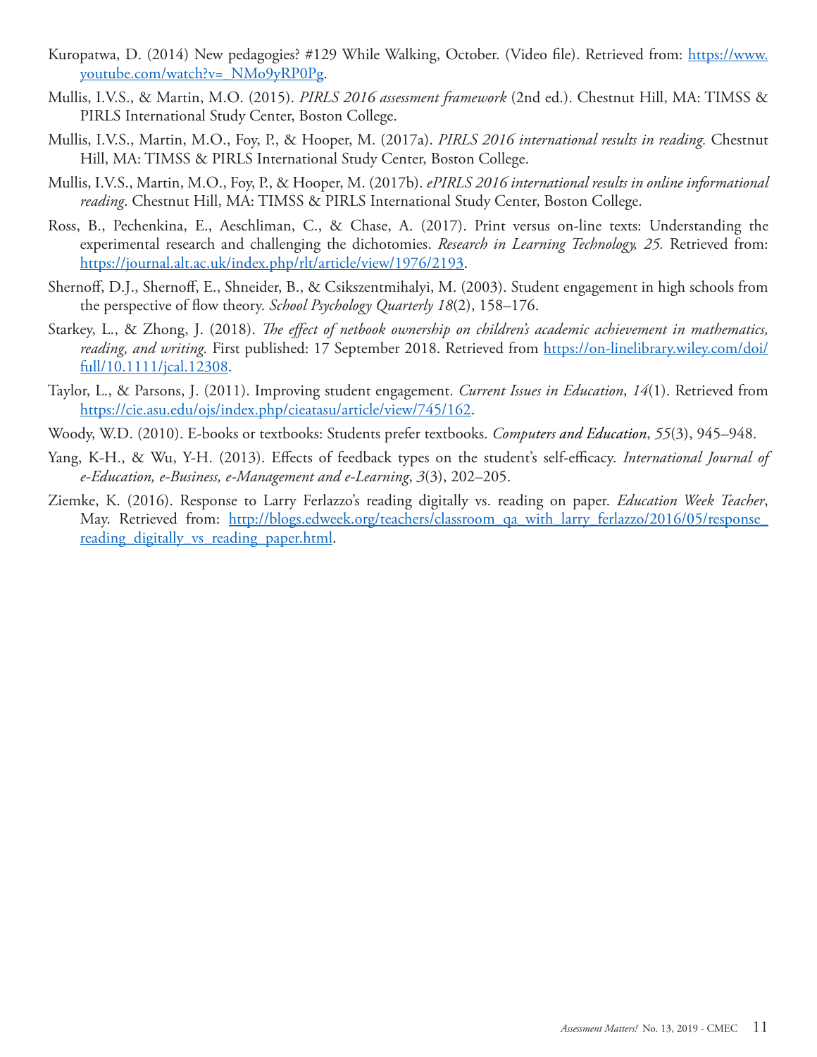Kuropatwa, D. (2014) New pedagogies? #129 While Walking, October. (Video file). Retrieved from: https://www.youtube.com/watch?v=_NMo9yRP0Pg.

Mullis, I.V.S., & Martin, M.O. (2015). *PIRLS 2016 assessment framework* (2nd ed.). Chestnut Hill, MA: TIMSS & PIRLS International Study Center, Boston College.

Mullis, I.V.S., Martin, M.O., Foy, P., & Hooper, M. (2017a). *PIRLS 2016 international results in reading.* Chestnut Hill, MA: TIMSS & PIRLS International Study Center, Boston College.

Mullis, I.V.S., Martin, M.O., Foy, P., & Hooper, M. (2017b). *ePIRLS 2016 international results in online informational reading*. Chestnut Hill, MA: TIMSS & PIRLS International Study Center, Boston College.

Ross, B., Pechenkina, E., Aeschliman, C., & Chase, A. (2017). Print versus on-line texts: Understanding the experimental research and challenging the dichotomies. *Research in Learning Technology, 25.* Retrieved from: https://journal.alt.ac.uk/index.php/rlt/article/view/1976/2193.

Shernoff, D.J., Shernoff, E., Shneider, B., & Csikszentmihalyi, M. (2003). Student engagement in high schools from the perspective of flow theory. *School Psychology Quarterly 18*(2), 158–176.

Starkey, L., & Zhong, J. (2018). *The effect of netbook ownership on children's academic achievement in mathematics, reading, and writing.* First published: 17 September 2018. Retrieved from https://on-linelibrary.wiley.com/doi/full/10.1111/jcal.12308.

Taylor, L., & Parsons, J. (2011). Improving student engagement. *Current Issues in Education*, *14*(1). Retrieved from https://cie.asu.edu/ojs/index.php/cieatasu/article/view/745/162.

Woody, W.D. (2010). E-books or textbooks: Students prefer textbooks. *Computers and Education*, *55*(3), 945–948.

Yang, K-H., & Wu, Y-H. (2013). Effects of feedback types on the student's self-efficacy. *International Journal of e-Education, e-Business, e-Management and e-Learning*, *3*(3), 202–205.

Ziemke, K. (2016). Response to Larry Ferlazzo's reading digitally vs. reading on paper. *Education Week Teacher*, May. Retrieved from: http://blogs.edweek.org/teachers/classroom_qa_with_larry_ferlazzo/2016/05/response_reading_digitally_vs_reading_paper.html.